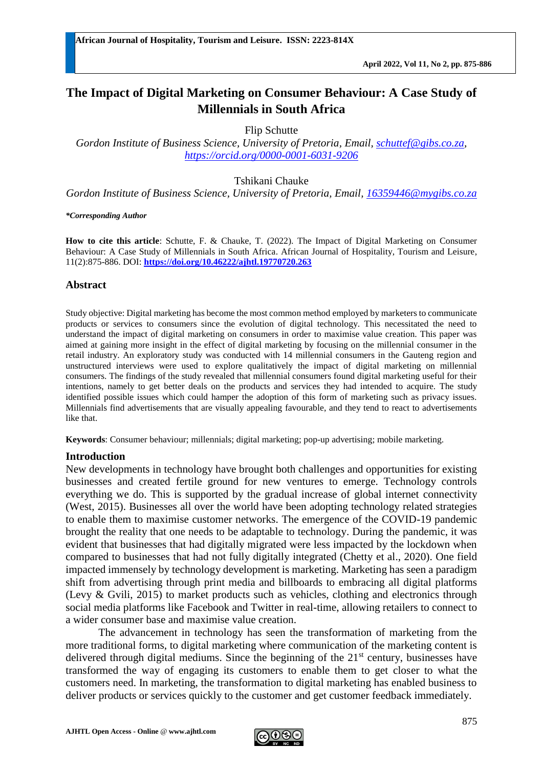# The Impact of Digital Marketing on Consumer Behaviour: A Case Study of Millennials in South Africa

Flip Schutte

*Gordon Institute of Business Science, University of Pretoria, Email, schuttef@gibs.co.za, https://orcid.org/0000-0001-6031-9206*

Tshikani Chauke

*Gordon Institute of Business Science, University of Pretoria, Email, 16359446@mygibs.co.za*

***Corresponding Author***

**How to cite this article**: Schutte, F. & Chauke, T. (2022). The Impact of Digital Marketing on Consumer Behaviour: A Case Study of Millennials in South Africa. African Journal of Hospitality, Tourism and Leisure, 11(2):875-886. DOI: **https://doi.org/10.46222/ajhtl.19770720.263**

## Abstract

Study objective: Digital marketing has become the most common method employed by marketers to communicate products or services to consumers since the evolution of digital technology. This necessitated the need to understand the impact of digital marketing on consumers in order to maximise value creation. This paper was aimed at gaining more insight in the effect of digital marketing by focusing on the millennial consumer in the retail industry. An exploratory study was conducted with 14 millennial consumers in the Gauteng region and unstructured interviews were used to explore qualitatively the impact of digital marketing on millennial consumers. The findings of the study revealed that millennial consumers found digital marketing useful for their intentions, namely to get better deals on the products and services they had intended to acquire. The study identified possible issues which could hamper the adoption of this form of marketing such as privacy issues. Millennials find advertisements that are visually appealing favourable, and they tend to react to advertisements like that.

**Keywords**: Consumer behaviour; millennials; digital marketing; pop-up advertising; mobile marketing.

## Introduction

New developments in technology have brought both challenges and opportunities for existing businesses and created fertile ground for new ventures to emerge. Technology controls everything we do. This is supported by the gradual increase of global internet connectivity (West, 2015). Businesses all over the world have been adopting technology related strategies to enable them to maximise customer networks. The emergence of the COVID-19 pandemic brought the reality that one needs to be adaptable to technology. During the pandemic, it was evident that businesses that had digitally migrated were less impacted by the lockdown when compared to businesses that had not fully digitally integrated (Chetty et al., 2020). One field impacted immensely by technology development is marketing. Marketing has seen a paradigm shift from advertising through print media and billboards to embracing all digital platforms (Levy & Gvili, 2015) to market products such as vehicles, clothing and electronics through social media platforms like Facebook and Twitter in real-time, allowing retailers to connect to a wider consumer base and maximise value creation.

The advancement in technology has seen the transformation of marketing from the more traditional forms, to digital marketing where communication of the marketing content is delivered through digital mediums. Since the beginning of the 21st century, businesses have transformed the way of engaging its customers to enable them to get closer to what the customers need. In marketing, the transformation to digital marketing has enabled business to deliver products or services quickly to the customer and get customer feedback immediately.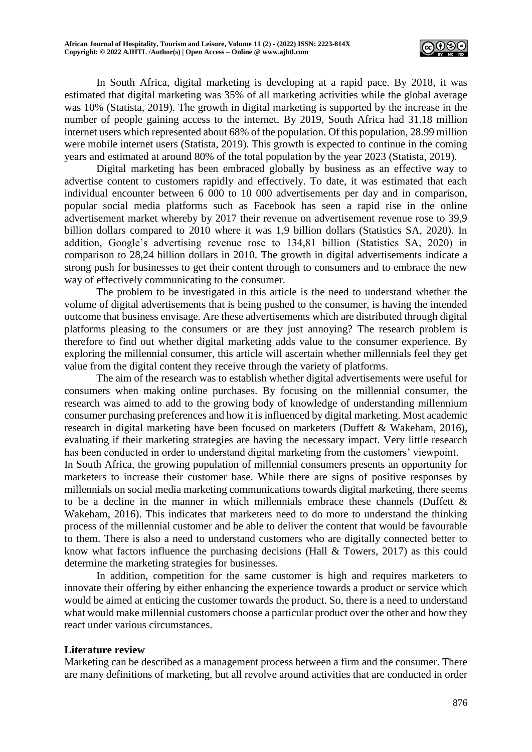In South Africa, digital marketing is developing at a rapid pace. By 2018, it was estimated that digital marketing was 35% of all marketing activities while the global average was 10% (Statista, 2019). The growth in digital marketing is supported by the increase in the number of people gaining access to the internet. By 2019, South Africa had 31.18 million internet users which represented about 68% of the population. Of this population, 28.99 million were mobile internet users (Statista, 2019). This growth is expected to continue in the coming years and estimated at around 80% of the total population by the year 2023 (Statista, 2019).

Digital marketing has been embraced globally by business as an effective way to advertise content to customers rapidly and effectively. To date, it was estimated that each individual encounter between 6 000 to 10 000 advertisements per day and in comparison, popular social media platforms such as Facebook has seen a rapid rise in the online advertisement market whereby by 2017 their revenue on advertisement revenue rose to 39,9 billion dollars compared to 2010 where it was 1,9 billion dollars (Statistics SA, 2020). In addition, Google's advertising revenue rose to 134,81 billion (Statistics SA, 2020) in comparison to 28,24 billion dollars in 2010. The growth in digital advertisements indicate a strong push for businesses to get their content through to consumers and to embrace the new way of effectively communicating to the consumer.

The problem to be investigated in this article is the need to understand whether the volume of digital advertisements that is being pushed to the consumer, is having the intended outcome that business envisage. Are these advertisements which are distributed through digital platforms pleasing to the consumers or are they just annoying? The research problem is therefore to find out whether digital marketing adds value to the consumer experience. By exploring the millennial consumer, this article will ascertain whether millennials feel they get value from the digital content they receive through the variety of platforms.

The aim of the research was to establish whether digital advertisements were useful for consumers when making online purchases. By focusing on the millennial consumer, the research was aimed to add to the growing body of knowledge of understanding millennium consumer purchasing preferences and how it is influenced by digital marketing. Most academic research in digital marketing have been focused on marketers (Duffett & Wakeham, 2016), evaluating if their marketing strategies are having the necessary impact. Very little research has been conducted in order to understand digital marketing from the customers' viewpoint.

In South Africa, the growing population of millennial consumers presents an opportunity for marketers to increase their customer base. While there are signs of positive responses by millennials on social media marketing communications towards digital marketing, there seems to be a decline in the manner in which millennials embrace these channels (Duffett & Wakeham, 2016). This indicates that marketers need to do more to understand the thinking process of the millennial customer and be able to deliver the content that would be favourable to them. There is also a need to understand customers who are digitally connected better to know what factors influence the purchasing decisions (Hall & Towers, 2017) as this could determine the marketing strategies for businesses.

In addition, competition for the same customer is high and requires marketers to innovate their offering by either enhancing the experience towards a product or service which would be aimed at enticing the customer towards the product. So, there is a need to understand what would make millennial customers choose a particular product over the other and how they react under various circumstances.

## Literature review

Marketing can be described as a management process between a firm and the consumer. There are many definitions of marketing, but all revolve around activities that are conducted in order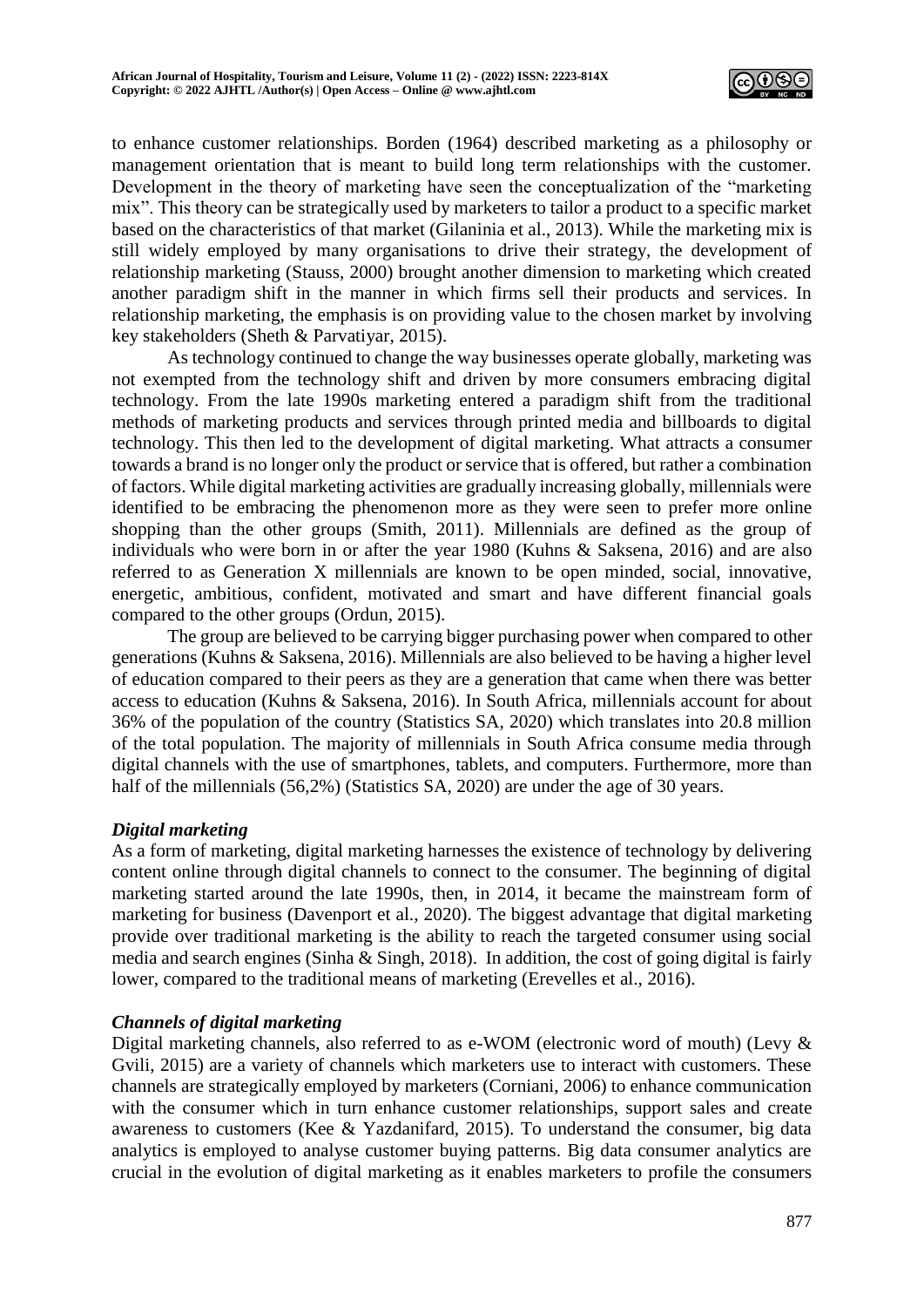to enhance customer relationships. Borden (1964) described marketing as a philosophy or management orientation that is meant to build long term relationships with the customer. Development in the theory of marketing have seen the conceptualization of the "marketing mix". This theory can be strategically used by marketers to tailor a product to a specific market based on the characteristics of that market (Gilaninia et al., 2013). While the marketing mix is still widely employed by many organisations to drive their strategy, the development of relationship marketing (Stauss, 2000) brought another dimension to marketing which created another paradigm shift in the manner in which firms sell their products and services. In relationship marketing, the emphasis is on providing value to the chosen market by involving key stakeholders (Sheth & Parvatiyar, 2015).

As technology continued to change the way businesses operate globally, marketing was not exempted from the technology shift and driven by more consumers embracing digital technology. From the late 1990s marketing entered a paradigm shift from the traditional methods of marketing products and services through printed media and billboards to digital technology. This then led to the development of digital marketing. What attracts a consumer towards a brand is no longer only the product or service that is offered, but rather a combination of factors. While digital marketing activities are gradually increasing globally, millennials were identified to be embracing the phenomenon more as they were seen to prefer more online shopping than the other groups (Smith, 2011). Millennials are defined as the group of individuals who were born in or after the year 1980 (Kuhns & Saksena, 2016) and are also referred to as Generation X millennials are known to be open minded, social, innovative, energetic, ambitious, confident, motivated and smart and have different financial goals compared to the other groups (Ordun, 2015).

The group are believed to be carrying bigger purchasing power when compared to other generations (Kuhns & Saksena, 2016). Millennials are also believed to be having a higher level of education compared to their peers as they are a generation that came when there was better access to education (Kuhns & Saksena, 2016). In South Africa, millennials account for about 36% of the population of the country (Statistics SA, 2020) which translates into 20.8 million of the total population. The majority of millennials in South Africa consume media through digital channels with the use of smartphones, tablets, and computers. Furthermore, more than half of the millennials (56,2%) (Statistics SA, 2020) are under the age of 30 years.

### *Digital marketing*

As a form of marketing, digital marketing harnesses the existence of technology by delivering content online through digital channels to connect to the consumer. The beginning of digital marketing started around the late 1990s, then, in 2014, it became the mainstream form of marketing for business (Davenport et al., 2020). The biggest advantage that digital marketing provide over traditional marketing is the ability to reach the targeted consumer using social media and search engines (Sinha & Singh, 2018). In addition, the cost of going digital is fairly lower, compared to the traditional means of marketing (Erevelles et al., 2016).

### *Channels of digital marketing*

Digital marketing channels, also referred to as e-WOM (electronic word of mouth) (Levy & Gvili, 2015) are a variety of channels which marketers use to interact with customers. These channels are strategically employed by marketers (Corniani, 2006) to enhance communication with the consumer which in turn enhance customer relationships, support sales and create awareness to customers (Kee & Yazdanifard, 2015). To understand the consumer, big data analytics is employed to analyse customer buying patterns. Big data consumer analytics are crucial in the evolution of digital marketing as it enables marketers to profile the consumers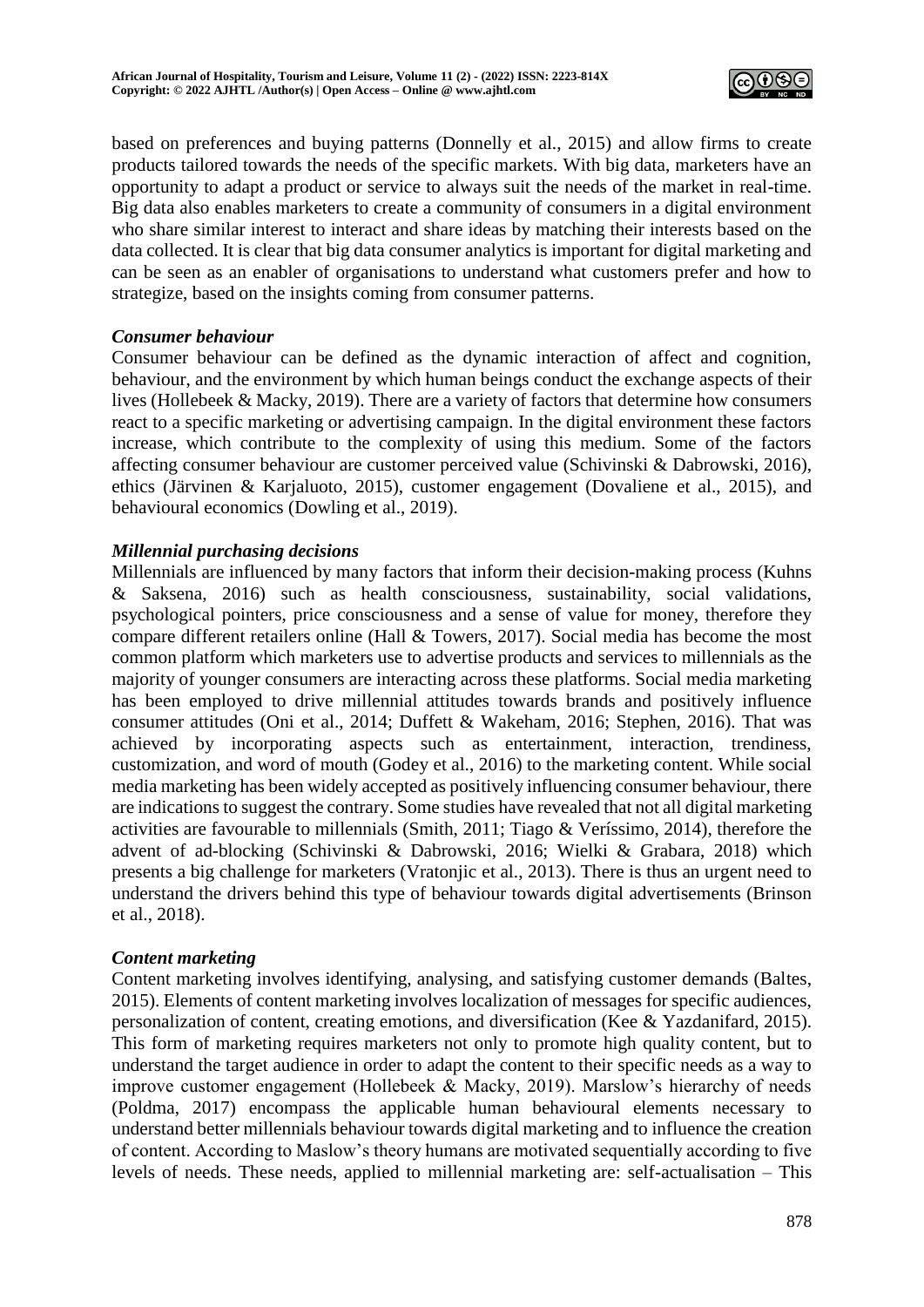based on preferences and buying patterns (Donnelly et al., 2015) and allow firms to create products tailored towards the needs of the specific markets. With big data, marketers have an opportunity to adapt a product or service to always suit the needs of the market in real-time. Big data also enables marketers to create a community of consumers in a digital environment who share similar interest to interact and share ideas by matching their interests based on the data collected. It is clear that big data consumer analytics is important for digital marketing and can be seen as an enabler of organisations to understand what customers prefer and how to strategize, based on the insights coming from consumer patterns.

### *Consumer behaviour*

Consumer behaviour can be defined as the dynamic interaction of affect and cognition, behaviour, and the environment by which human beings conduct the exchange aspects of their lives (Hollebeek & Macky, 2019). There are a variety of factors that determine how consumers react to a specific marketing or advertising campaign. In the digital environment these factors increase, which contribute to the complexity of using this medium. Some of the factors affecting consumer behaviour are customer perceived value (Schivinski & Dabrowski, 2016), ethics (Järvinen & Karjaluoto, 2015), customer engagement (Dovaliene et al., 2015), and behavioural economics (Dowling et al., 2019).

### *Millennial purchasing decisions*

Millennials are influenced by many factors that inform their decision-making process (Kuhns & Saksena, 2016) such as health consciousness, sustainability, social validations, psychological pointers, price consciousness and a sense of value for money, therefore they compare different retailers online (Hall & Towers, 2017). Social media has become the most common platform which marketers use to advertise products and services to millennials as the majority of younger consumers are interacting across these platforms. Social media marketing has been employed to drive millennial attitudes towards brands and positively influence consumer attitudes (Oni et al., 2014; Duffett & Wakeham, 2016; Stephen, 2016). That was achieved by incorporating aspects such as entertainment, interaction, trendiness, customization, and word of mouth (Godey et al., 2016) to the marketing content. While social media marketing has been widely accepted as positively influencing consumer behaviour, there are indications to suggest the contrary. Some studies have revealed that not all digital marketing activities are favourable to millennials (Smith, 2011; Tiago & Veríssimo, 2014), therefore the advent of ad-blocking (Schivinski & Dabrowski, 2016; Wielki & Grabara, 2018) which presents a big challenge for marketers (Vratonjic et al., 2013). There is thus an urgent need to understand the drivers behind this type of behaviour towards digital advertisements (Brinson et al., 2018).

### *Content marketing*

Content marketing involves identifying, analysing, and satisfying customer demands (Baltes, 2015). Elements of content marketing involves localization of messages for specific audiences, personalization of content, creating emotions, and diversification (Kee & Yazdanifard, 2015). This form of marketing requires marketers not only to promote high quality content, but to understand the target audience in order to adapt the content to their specific needs as a way to improve customer engagement (Hollebeek & Macky, 2019). Marslow's hierarchy of needs (Poldma, 2017) encompass the applicable human behavioural elements necessary to understand better millennials behaviour towards digital marketing and to influence the creation of content. According to Maslow's theory humans are motivated sequentially according to five levels of needs. These needs, applied to millennial marketing are: self-actualisation – This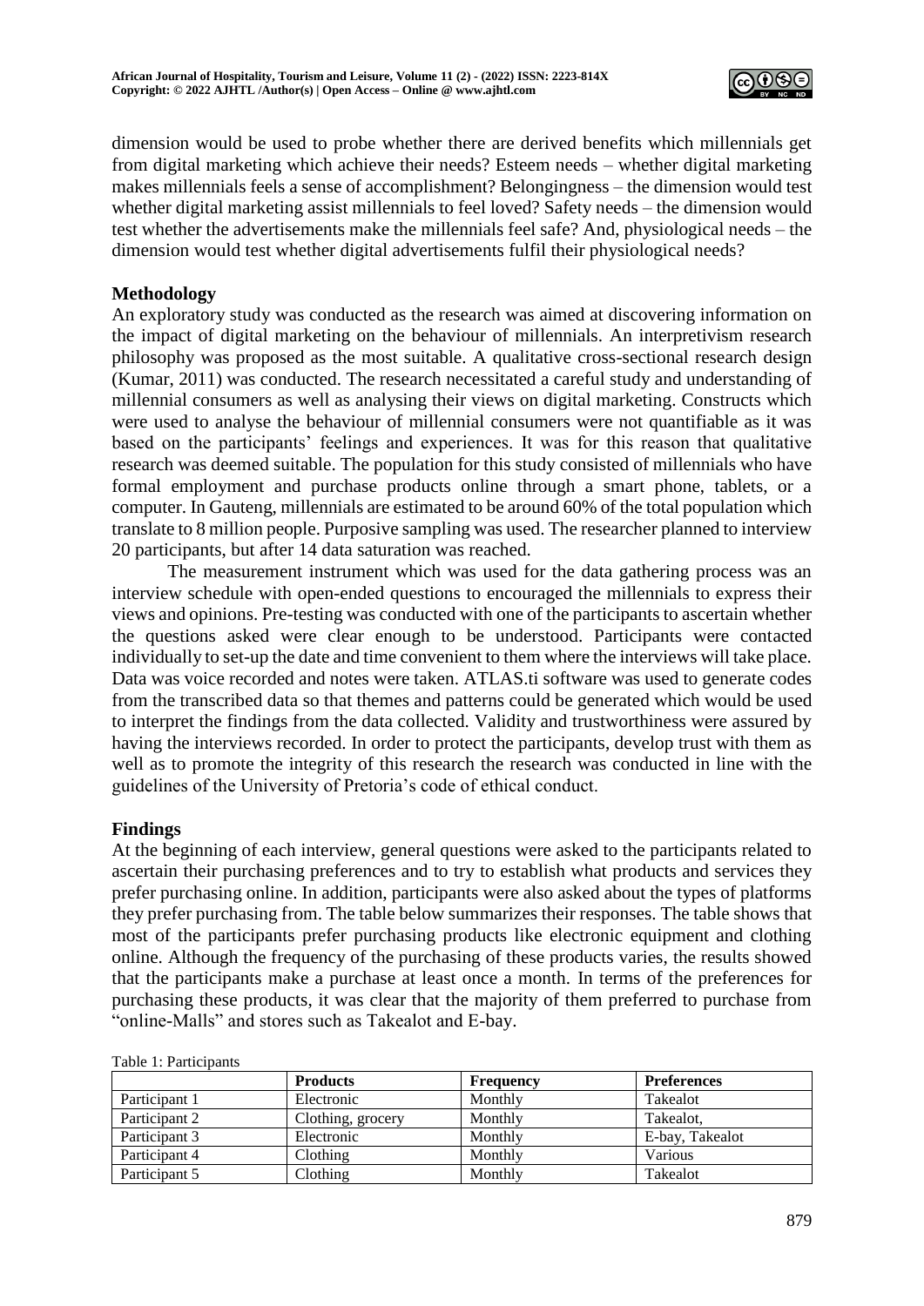dimension would be used to probe whether there are derived benefits which millennials get from digital marketing which achieve their needs? Esteem needs – whether digital marketing makes millennials feels a sense of accomplishment? Belongingness – the dimension would test whether digital marketing assist millennials to feel loved? Safety needs – the dimension would test whether the advertisements make the millennials feel safe? And, physiological needs – the dimension would test whether digital advertisements fulfil their physiological needs?

## Methodology

An exploratory study was conducted as the research was aimed at discovering information on the impact of digital marketing on the behaviour of millennials. An interpretivism research philosophy was proposed as the most suitable. A qualitative cross-sectional research design (Kumar, 2011) was conducted. The research necessitated a careful study and understanding of millennial consumers as well as analysing their views on digital marketing. Constructs which were used to analyse the behaviour of millennial consumers were not quantifiable as it was based on the participants' feelings and experiences. It was for this reason that qualitative research was deemed suitable. The population for this study consisted of millennials who have formal employment and purchase products online through a smart phone, tablets, or a computer. In Gauteng, millennials are estimated to be around 60% of the total population which translate to 8 million people. Purposive sampling was used. The researcher planned to interview 20 participants, but after 14 data saturation was reached.

The measurement instrument which was used for the data gathering process was an interview schedule with open-ended questions to encouraged the millennials to express their views and opinions. Pre-testing was conducted with one of the participants to ascertain whether the questions asked were clear enough to be understood. Participants were contacted individually to set-up the date and time convenient to them where the interviews will take place. Data was voice recorded and notes were taken. ATLAS.ti software was used to generate codes from the transcribed data so that themes and patterns could be generated which would be used to interpret the findings from the data collected. Validity and trustworthiness were assured by having the interviews recorded. In order to protect the participants, develop trust with them as well as to promote the integrity of this research the research was conducted in line with the guidelines of the University of Pretoria's code of ethical conduct.

## Findings

At the beginning of each interview, general questions were asked to the participants related to ascertain their purchasing preferences and to try to establish what products and services they prefer purchasing online. In addition, participants were also asked about the types of platforms they prefer purchasing from. The table below summarizes their responses. The table shows that most of the participants prefer purchasing products like electronic equipment and clothing online. Although the frequency of the purchasing of these products varies, the results showed that the participants make a purchase at least once a month. In terms of the preferences for purchasing these products, it was clear that the majority of them preferred to purchase from "online-Malls" and stores such as Takealot and E-bay.

Table 1: Participants

| | **Products** | **Frequency** | **Preferences** |
|---|---|---|---|
| Participant 1 | Electronic | Monthly | Takealot |
| Participant 2 | Clothing, grocery | Monthly | Takealot, |
| Participant 3 | Electronic | Monthly | E-bay, Takealot |
| Participant 4 | Clothing | Monthly | Various |
| Participant 5 | Clothing | Monthly | Takealot |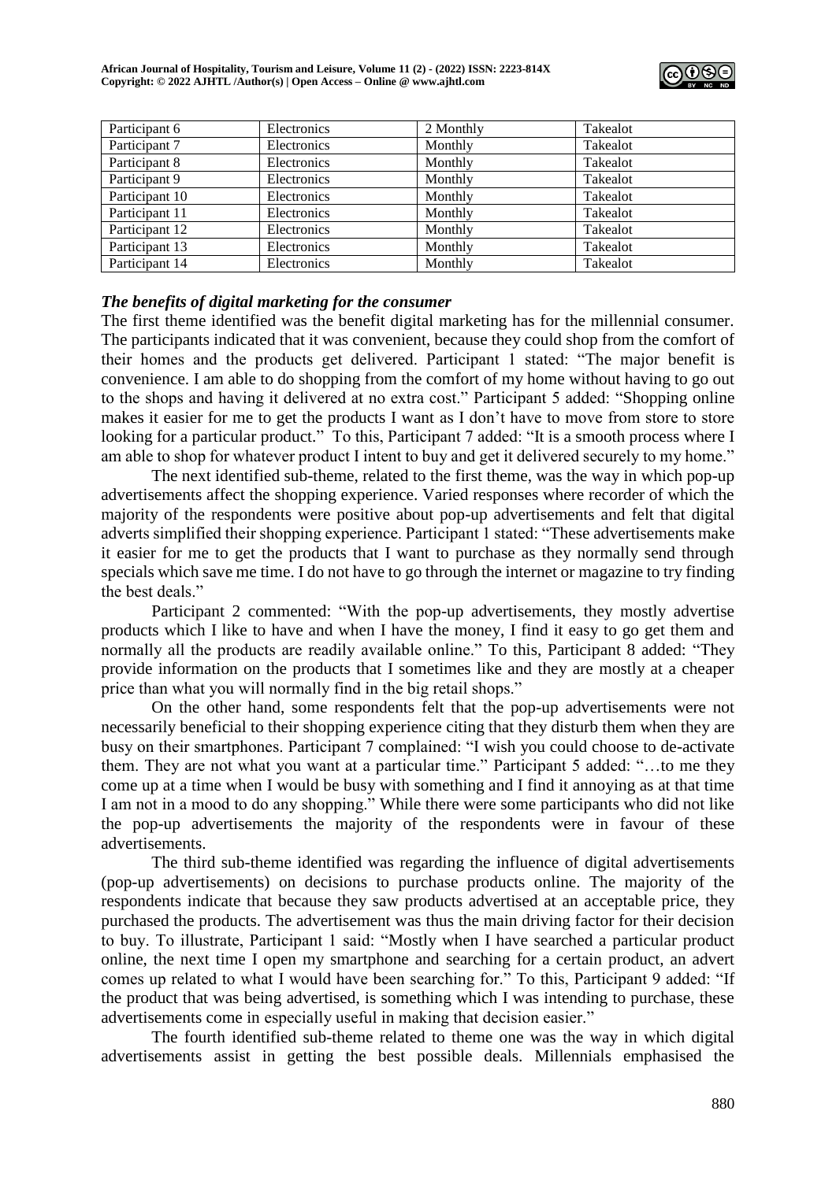| Participant 6 | Electronics | 2 Monthly | Takealot |
|---|---|---|---|
| Participant 7 | Electronics | Monthly | Takealot |
| Participant 8 | Electronics | Monthly | Takealot |
| Participant 9 | Electronics | Monthly | Takealot |
| Participant 10 | Electronics | Monthly | Takealot |
| Participant 11 | Electronics | Monthly | Takealot |
| Participant 12 | Electronics | Monthly | Takealot |
| Participant 13 | Electronics | Monthly | Takealot |
| Participant 14 | Electronics | Monthly | Takealot |

### *The benefits of digital marketing for the consumer*

The first theme identified was the benefit digital marketing has for the millennial consumer. The participants indicated that it was convenient, because they could shop from the comfort of their homes and the products get delivered. Participant 1 stated: "The major benefit is convenience. I am able to do shopping from the comfort of my home without having to go out to the shops and having it delivered at no extra cost." Participant 5 added: "Shopping online makes it easier for me to get the products I want as I don't have to move from store to store looking for a particular product." To this, Participant 7 added: "It is a smooth process where I am able to shop for whatever product I intent to buy and get it delivered securely to my home."

The next identified sub-theme, related to the first theme, was the way in which pop-up advertisements affect the shopping experience. Varied responses where recorder of which the majority of the respondents were positive about pop-up advertisements and felt that digital adverts simplified their shopping experience. Participant 1 stated: "These advertisements make it easier for me to get the products that I want to purchase as they normally send through specials which save me time. I do not have to go through the internet or magazine to try finding the best deals."

Participant 2 commented: "With the pop-up advertisements, they mostly advertise products which I like to have and when I have the money, I find it easy to go get them and normally all the products are readily available online." To this, Participant 8 added: "They provide information on the products that I sometimes like and they are mostly at a cheaper price than what you will normally find in the big retail shops."

On the other hand, some respondents felt that the pop-up advertisements were not necessarily beneficial to their shopping experience citing that they disturb them when they are busy on their smartphones. Participant 7 complained: "I wish you could choose to de-activate them. They are not what you want at a particular time." Participant 5 added: "…to me they come up at a time when I would be busy with something and I find it annoying as at that time I am not in a mood to do any shopping." While there were some participants who did not like the pop-up advertisements the majority of the respondents were in favour of these advertisements.

The third sub-theme identified was regarding the influence of digital advertisements (pop-up advertisements) on decisions to purchase products online. The majority of the respondents indicate that because they saw products advertised at an acceptable price, they purchased the products. The advertisement was thus the main driving factor for their decision to buy. To illustrate, Participant 1 said: "Mostly when I have searched a particular product online, the next time I open my smartphone and searching for a certain product, an advert comes up related to what I would have been searching for." To this, Participant 9 added: "If the product that was being advertised, is something which I was intending to purchase, these advertisements come in especially useful in making that decision easier."

The fourth identified sub-theme related to theme one was the way in which digital advertisements assist in getting the best possible deals. Millennials emphasised the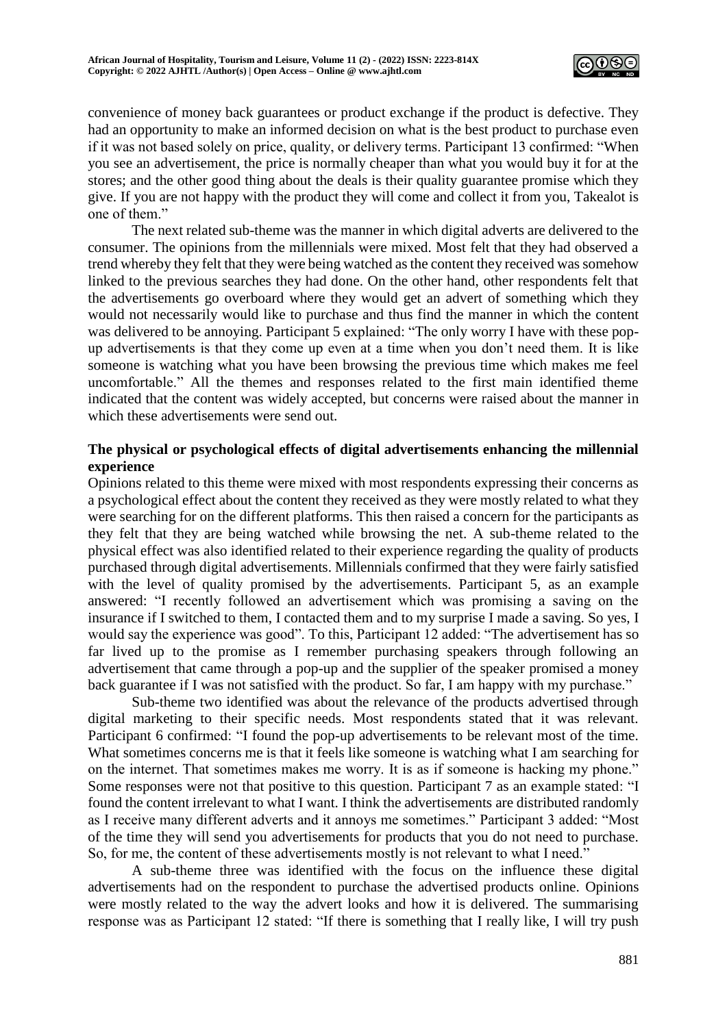convenience of money back guarantees or product exchange if the product is defective. They had an opportunity to make an informed decision on what is the best product to purchase even if it was not based solely on price, quality, or delivery terms. Participant 13 confirmed: "When you see an advertisement, the price is normally cheaper than what you would buy it for at the stores; and the other good thing about the deals is their quality guarantee promise which they give. If you are not happy with the product they will come and collect it from you, Takealot is one of them."

The next related sub-theme was the manner in which digital adverts are delivered to the consumer. The opinions from the millennials were mixed. Most felt that they had observed a trend whereby they felt that they were being watched as the content they received was somehow linked to the previous searches they had done. On the other hand, other respondents felt that the advertisements go overboard where they would get an advert of something which they would not necessarily would like to purchase and thus find the manner in which the content was delivered to be annoying. Participant 5 explained: "The only worry I have with these pop-up advertisements is that they come up even at a time when you don't need them. It is like someone is watching what you have been browsing the previous time which makes me feel uncomfortable." All the themes and responses related to the first main identified theme indicated that the content was widely accepted, but concerns were raised about the manner in which these advertisements were send out.

**The physical or psychological effects of digital advertisements enhancing the millennial experience**

Opinions related to this theme were mixed with most respondents expressing their concerns as a psychological effect about the content they received as they were mostly related to what they were searching for on the different platforms. This then raised a concern for the participants as they felt that they are being watched while browsing the net. A sub-theme related to the physical effect was also identified related to their experience regarding the quality of products purchased through digital advertisements. Millennials confirmed that they were fairly satisfied with the level of quality promised by the advertisements. Participant 5, as an example answered: "I recently followed an advertisement which was promising a saving on the insurance if I switched to them, I contacted them and to my surprise I made a saving. So yes, I would say the experience was good". To this, Participant 12 added: "The advertisement has so far lived up to the promise as I remember purchasing speakers through following an advertisement that came through a pop-up and the supplier of the speaker promised a money back guarantee if I was not satisfied with the product. So far, I am happy with my purchase."

Sub-theme two identified was about the relevance of the products advertised through digital marketing to their specific needs. Most respondents stated that it was relevant. Participant 6 confirmed: "I found the pop-up advertisements to be relevant most of the time. What sometimes concerns me is that it feels like someone is watching what I am searching for on the internet. That sometimes makes me worry. It is as if someone is hacking my phone." Some responses were not that positive to this question. Participant 7 as an example stated: "I found the content irrelevant to what I want. I think the advertisements are distributed randomly as I receive many different adverts and it annoys me sometimes." Participant 3 added: "Most of the time they will send you advertisements for products that you do not need to purchase. So, for me, the content of these advertisements mostly is not relevant to what I need."

A sub-theme three was identified with the focus on the influence these digital advertisements had on the respondent to purchase the advertised products online. Opinions were mostly related to the way the advert looks and how it is delivered. The summarising response was as Participant 12 stated: "If there is something that I really like, I will try push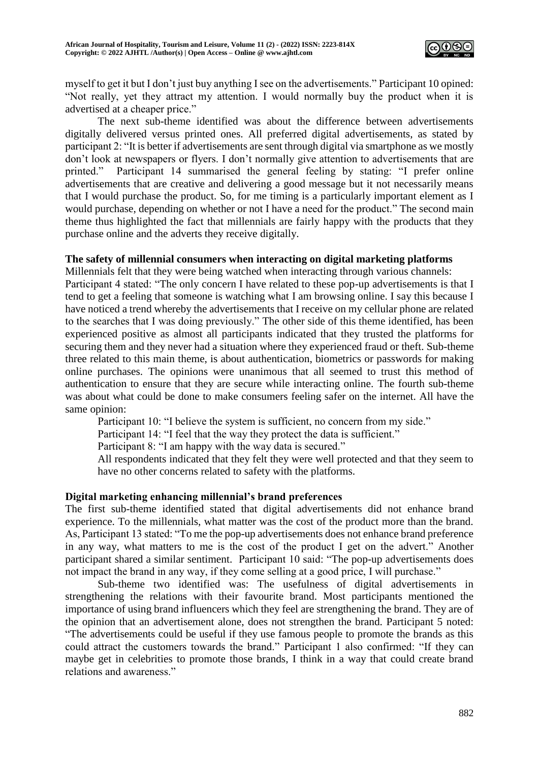myself to get it but I don't just buy anything I see on the advertisements." Participant 10 opined: "Not really, yet they attract my attention. I would normally buy the product when it is advertised at a cheaper price."

The next sub-theme identified was about the difference between advertisements digitally delivered versus printed ones. All preferred digital advertisements, as stated by participant 2: "It is better if advertisements are sent through digital via smartphone as we mostly don't look at newspapers or flyers. I don't normally give attention to advertisements that are printed." Participant 14 summarised the general feeling by stating: "I prefer online advertisements that are creative and delivering a good message but it not necessarily means that I would purchase the product. So, for me timing is a particularly important element as I would purchase, depending on whether or not I have a need for the product." The second main theme thus highlighted the fact that millennials are fairly happy with the products that they purchase online and the adverts they receive digitally.

**The safety of millennial consumers when interacting on digital marketing platforms**

Millennials felt that they were being watched when interacting through various channels: Participant 4 stated: "The only concern I have related to these pop-up advertisements is that I tend to get a feeling that someone is watching what I am browsing online. I say this because I have noticed a trend whereby the advertisements that I receive on my cellular phone are related to the searches that I was doing previously." The other side of this theme identified, has been experienced positive as almost all participants indicated that they trusted the platforms for securing them and they never had a situation where they experienced fraud or theft. Sub-theme three related to this main theme, is about authentication, biometrics or passwords for making online purchases. The opinions were unanimous that all seemed to trust this method of authentication to ensure that they are secure while interacting online. The fourth sub-theme was about what could be done to make consumers feeling safer on the internet. All have the same opinion:

Participant 10: "I believe the system is sufficient, no concern from my side."

Participant 14: "I feel that the way they protect the data is sufficient."

Participant 8: "I am happy with the way data is secured."

All respondents indicated that they felt they were well protected and that they seem to have no other concerns related to safety with the platforms.

**Digital marketing enhancing millennial's brand preferences**

The first sub-theme identified stated that digital advertisements did not enhance brand experience. To the millennials, what matter was the cost of the product more than the brand. As, Participant 13 stated: "To me the pop-up advertisements does not enhance brand preference in any way, what matters to me is the cost of the product I get on the advert." Another participant shared a similar sentiment. Participant 10 said: "The pop-up advertisements does not impact the brand in any way, if they come selling at a good price, I will purchase."

Sub-theme two identified was: The usefulness of digital advertisements in strengthening the relations with their favourite brand. Most participants mentioned the importance of using brand influencers which they feel are strengthening the brand. They are of the opinion that an advertisement alone, does not strengthen the brand. Participant 5 noted: "The advertisements could be useful if they use famous people to promote the brands as this could attract the customers towards the brand." Participant 1 also confirmed: "If they can maybe get in celebrities to promote those brands, I think in a way that could create brand relations and awareness."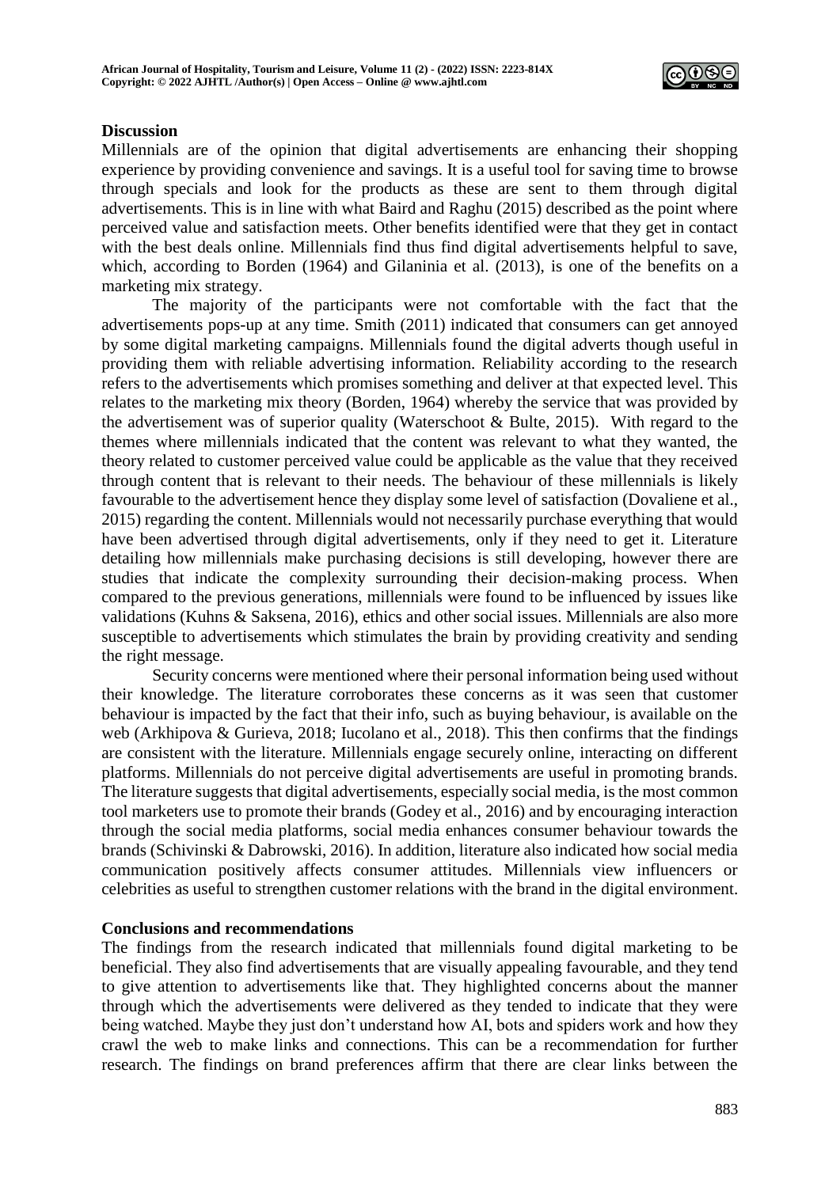**Discussion**

Millennials are of the opinion that digital advertisements are enhancing their shopping experience by providing convenience and savings. It is a useful tool for saving time to browse through specials and look for the products as these are sent to them through digital advertisements. This is in line with what Baird and Raghu (2015) described as the point where perceived value and satisfaction meets. Other benefits identified were that they get in contact with the best deals online. Millennials find thus find digital advertisements helpful to save, which, according to Borden (1964) and Gilaninia et al. (2013), is one of the benefits on a marketing mix strategy.

The majority of the participants were not comfortable with the fact that the advertisements pops-up at any time. Smith (2011) indicated that consumers can get annoyed by some digital marketing campaigns. Millennials found the digital adverts though useful in providing them with reliable advertising information. Reliability according to the research refers to the advertisements which promises something and deliver at that expected level. This relates to the marketing mix theory (Borden, 1964) whereby the service that was provided by the advertisement was of superior quality (Waterschoot & Bulte, 2015). With regard to the themes where millennials indicated that the content was relevant to what they wanted, the theory related to customer perceived value could be applicable as the value that they received through content that is relevant to their needs. The behaviour of these millennials is likely favourable to the advertisement hence they display some level of satisfaction (Dovaliene et al., 2015) regarding the content. Millennials would not necessarily purchase everything that would have been advertised through digital advertisements, only if they need to get it. Literature detailing how millennials make purchasing decisions is still developing, however there are studies that indicate the complexity surrounding their decision-making process. When compared to the previous generations, millennials were found to be influenced by issues like validations (Kuhns & Saksena, 2016), ethics and other social issues. Millennials are also more susceptible to advertisements which stimulates the brain by providing creativity and sending the right message.

Security concerns were mentioned where their personal information being used without their knowledge. The literature corroborates these concerns as it was seen that customer behaviour is impacted by the fact that their info, such as buying behaviour, is available on the web (Arkhipova & Gurieva, 2018; Iucolano et al., 2018). This then confirms that the findings are consistent with the literature. Millennials engage securely online, interacting on different platforms. Millennials do not perceive digital advertisements are useful in promoting brands. The literature suggests that digital advertisements, especially social media, is the most common tool marketers use to promote their brands (Godey et al., 2016) and by encouraging interaction through the social media platforms, social media enhances consumer behaviour towards the brands (Schivinski & Dabrowski, 2016). In addition, literature also indicated how social media communication positively affects consumer attitudes. Millennials view influencers or celebrities as useful to strengthen customer relations with the brand in the digital environment.

**Conclusions and recommendations**

The findings from the research indicated that millennials found digital marketing to be beneficial. They also find advertisements that are visually appealing favourable, and they tend to give attention to advertisements like that. They highlighted concerns about the manner through which the advertisements were delivered as they tended to indicate that they were being watched. Maybe they just don't understand how AI, bots and spiders work and how they crawl the web to make links and connections. This can be a recommendation for further research. The findings on brand preferences affirm that there are clear links between the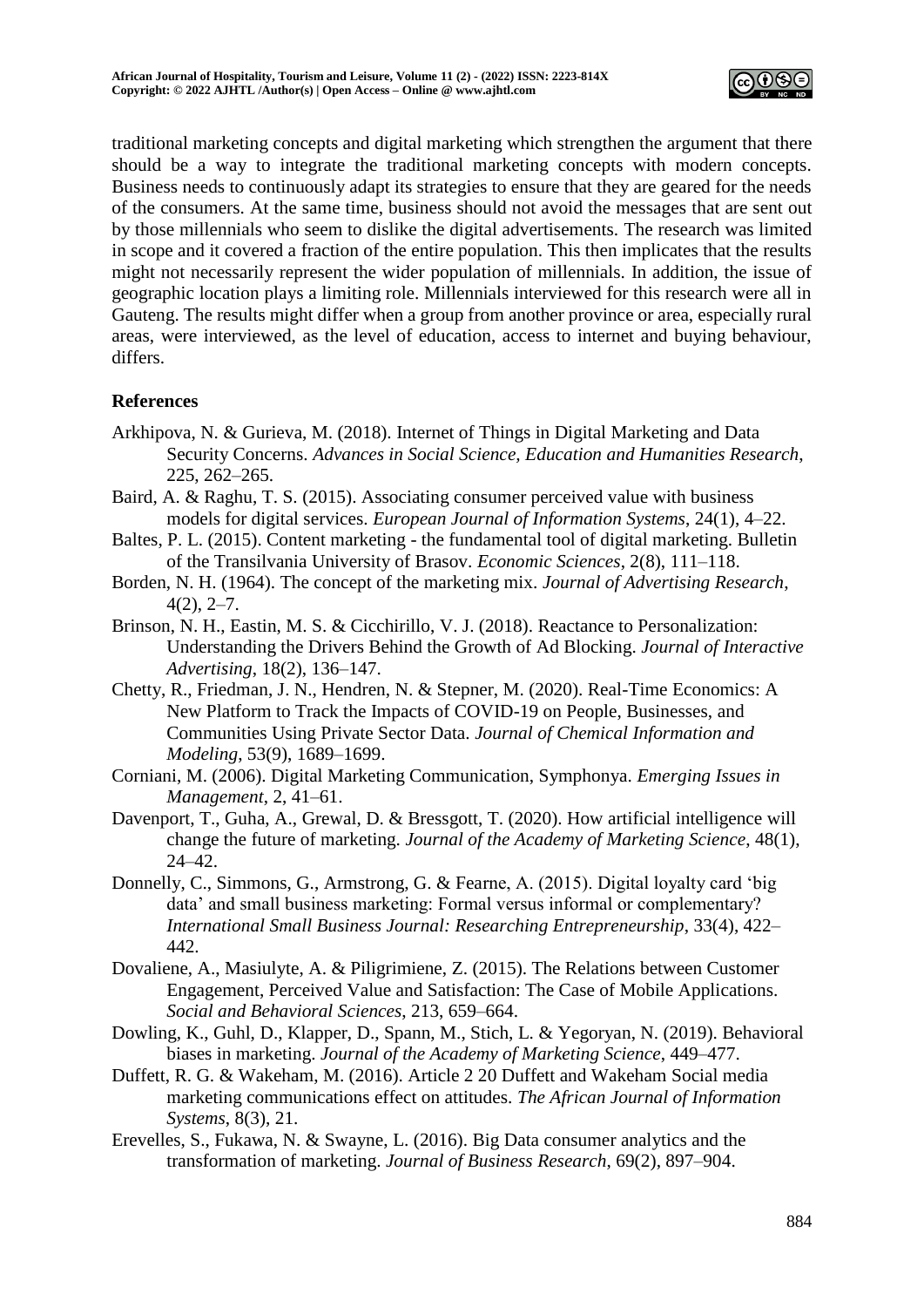traditional marketing concepts and digital marketing which strengthen the argument that there should be a way to integrate the traditional marketing concepts with modern concepts. Business needs to continuously adapt its strategies to ensure that they are geared for the needs of the consumers. At the same time, business should not avoid the messages that are sent out by those millennials who seem to dislike the digital advertisements. The research was limited in scope and it covered a fraction of the entire population. This then implicates that the results might not necessarily represent the wider population of millennials. In addition, the issue of geographic location plays a limiting role. Millennials interviewed for this research were all in Gauteng. The results might differ when a group from another province or area, especially rural areas, were interviewed, as the level of education, access to internet and buying behaviour, differs.

## References

Arkhipova, N. & Gurieva, M. (2018). Internet of Things in Digital Marketing and Data Security Concerns. *Advances in Social Science, Education and Humanities Research*, 225, 262–265.

Baird, A. & Raghu, T. S. (2015). Associating consumer perceived value with business models for digital services. *European Journal of Information Systems*, 24(1), 4–22.

Baltes, P. L. (2015). Content marketing - the fundamental tool of digital marketing. Bulletin of the Transilvania University of Brasov. *Economic Sciences*, 2(8), 111–118.

Borden, N. H. (1964). The concept of the marketing mix. *Journal of Advertising Research*, 4(2), 2–7.

Brinson, N. H., Eastin, M. S. & Cicchirillo, V. J. (2018). Reactance to Personalization: Understanding the Drivers Behind the Growth of Ad Blocking. *Journal of Interactive Advertising*, 18(2), 136–147.

Chetty, R., Friedman, J. N., Hendren, N. & Stepner, M. (2020). Real-Time Economics: A New Platform to Track the Impacts of COVID-19 on People, Businesses, and Communities Using Private Sector Data. *Journal of Chemical Information and Modeling*, 53(9), 1689–1699.

Corniani, M. (2006). Digital Marketing Communication, Symphonya. *Emerging Issues in Management*, 2, 41–61.

Davenport, T., Guha, A., Grewal, D. & Bressgott, T. (2020). How artificial intelligence will change the future of marketing. *Journal of the Academy of Marketing Science*, 48(1), 24–42.

Donnelly, C., Simmons, G., Armstrong, G. & Fearne, A. (2015). Digital loyalty card 'big data' and small business marketing: Formal versus informal or complementary? *International Small Business Journal: Researching Entrepreneurship*, 33(4), 422–442.

Dovaliene, A., Masiulyte, A. & Piligrimiene, Z. (2015). The Relations between Customer Engagement, Perceived Value and Satisfaction: The Case of Mobile Applications. *Social and Behavioral Sciences*, 213, 659–664.

Dowling, K., Guhl, D., Klapper, D., Spann, M., Stich, L. & Yegoryan, N. (2019). Behavioral biases in marketing. *Journal of the Academy of Marketing Science*, 449–477.

Duffett, R. G. & Wakeham, M. (2016). Article 2 20 Duffett and Wakeham Social media marketing communications effect on attitudes. *The African Journal of Information Systems*, 8(3), 21.

Erevelles, S., Fukawa, N. & Swayne, L. (2016). Big Data consumer analytics and the transformation of marketing. *Journal of Business Research*, 69(2), 897–904.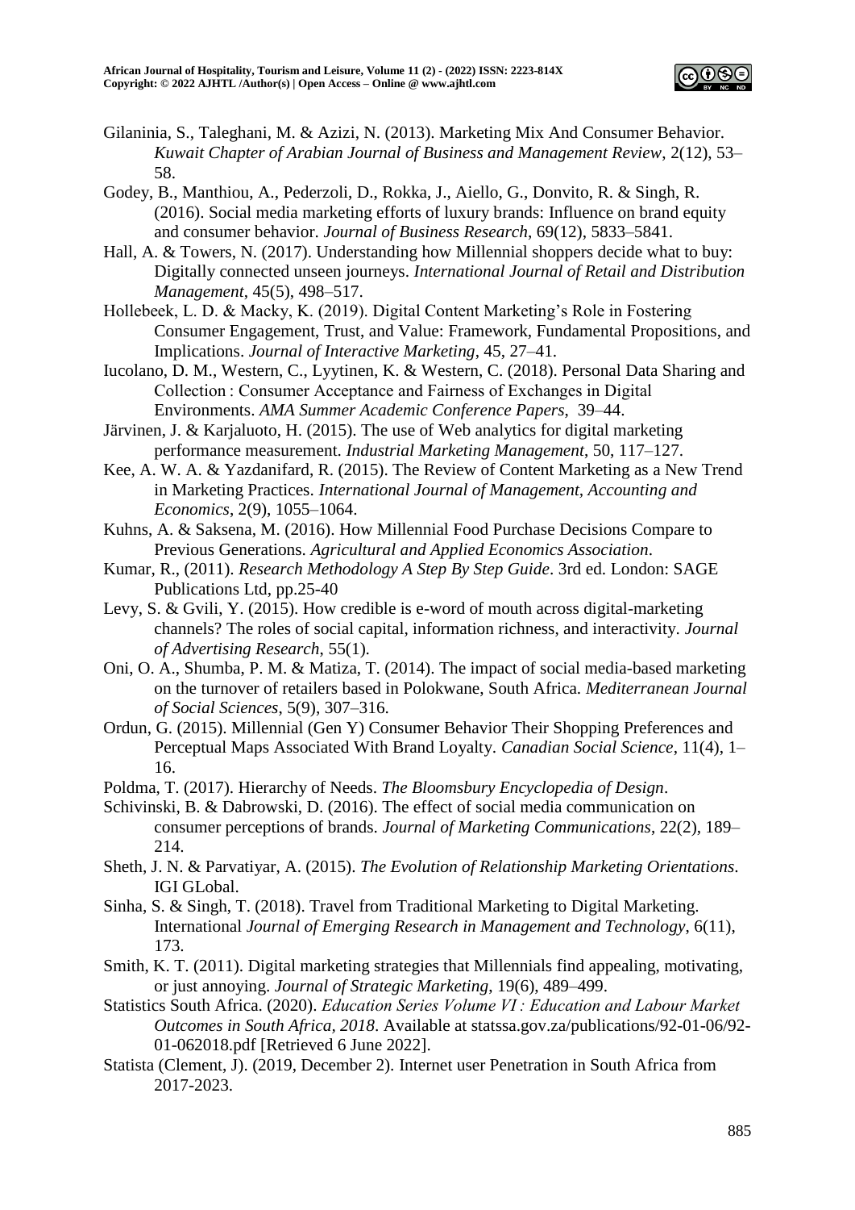Gilaninia, S., Taleghani, M. & Azizi, N. (2013). Marketing Mix And Consumer Behavior. *Kuwait Chapter of Arabian Journal of Business and Management Review*, 2(12), 53–58.

Godey, B., Manthiou, A., Pederzoli, D., Rokka, J., Aiello, G., Donvito, R. & Singh, R. (2016). Social media marketing efforts of luxury brands: Influence on brand equity and consumer behavior. *Journal of Business Research*, 69(12), 5833–5841.

Hall, A. & Towers, N. (2017). Understanding how Millennial shoppers decide what to buy: Digitally connected unseen journeys. *International Journal of Retail and Distribution Management*, 45(5), 498–517.

Hollebeek, L. D. & Macky, K. (2019). Digital Content Marketing's Role in Fostering Consumer Engagement, Trust, and Value: Framework, Fundamental Propositions, and Implications. *Journal of Interactive Marketing*, 45, 27–41.

Iucolano, D. M., Western, C., Lyytinen, K. & Western, C. (2018). Personal Data Sharing and Collection : Consumer Acceptance and Fairness of Exchanges in Digital Environments. *AMA Summer Academic Conference Papers*, 39–44.

Järvinen, J. & Karjaluoto, H. (2015). The use of Web analytics for digital marketing performance measurement. *Industrial Marketing Management*, 50, 117–127.

Kee, A. W. A. & Yazdanifard, R. (2015). The Review of Content Marketing as a New Trend in Marketing Practices. *International Journal of Management, Accounting and Economics*, 2(9), 1055–1064.

Kuhns, A. & Saksena, M. (2016). How Millennial Food Purchase Decisions Compare to Previous Generations. *Agricultural and Applied Economics Association*.

Kumar, R., (2011). *Research Methodology A Step By Step Guide*. 3rd ed. London: SAGE Publications Ltd, pp.25-40

Levy, S. & Gvili, Y. (2015). How credible is e-word of mouth across digital-marketing channels? The roles of social capital, information richness, and interactivity. *Journal of Advertising Research*, 55(1).

Oni, O. A., Shumba, P. M. & Matiza, T. (2014). The impact of social media-based marketing on the turnover of retailers based in Polokwane, South Africa. *Mediterranean Journal of Social Sciences*, 5(9), 307–316.

Ordun, G. (2015). Millennial (Gen Y) Consumer Behavior Their Shopping Preferences and Perceptual Maps Associated With Brand Loyalty. *Canadian Social Science*, 11(4), 1–16.

Poldma, T. (2017). Hierarchy of Needs. *The Bloomsbury Encyclopedia of Design*.

Schivinski, B. & Dabrowski, D. (2016). The effect of social media communication on consumer perceptions of brands. *Journal of Marketing Communications*, 22(2), 189–214.

Sheth, J. N. & Parvatiyar, A. (2015). *The Evolution of Relationship Marketing Orientations*. IGI GLobal.

Sinha, S. & Singh, T. (2018). Travel from Traditional Marketing to Digital Marketing. International *Journal of Emerging Research in Management and Technology*, 6(11), 173.

Smith, K. T. (2011). Digital marketing strategies that Millennials find appealing, motivating, or just annoying. *Journal of Strategic Marketing*, 19(6), 489–499.

Statistics South Africa. (2020). *Education Series Volume VI : Education and Labour Market Outcomes in South Africa, 2018*. Available at statssa.gov.za/publications/92-01-06/92-01-062018.pdf [Retrieved 6 June 2022].

Statista (Clement, J). (2019, December 2). Internet user Penetration in South Africa from 2017-2023.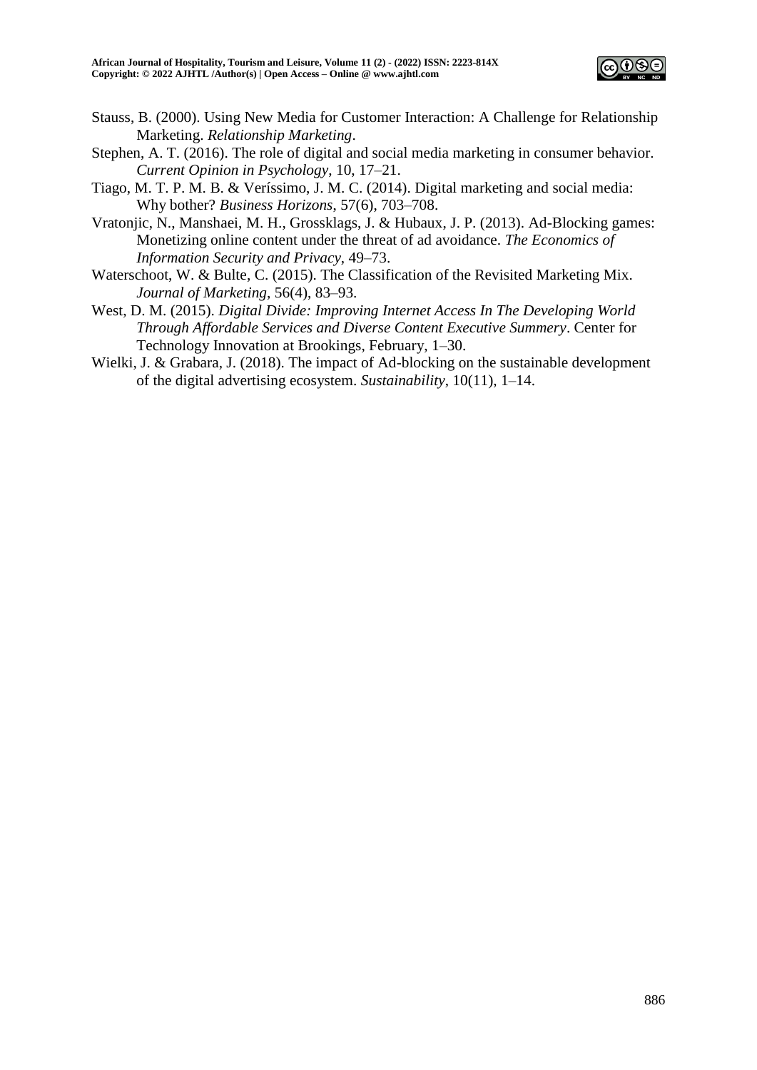Stauss, B. (2000). Using New Media for Customer Interaction: A Challenge for Relationship Marketing. *Relationship Marketing*.

Stephen, A. T. (2016). The role of digital and social media marketing in consumer behavior. *Current Opinion in Psychology*, 10, 17–21.

Tiago, M. T. P. M. B. & Veríssimo, J. M. C. (2014). Digital marketing and social media: Why bother? *Business Horizons*, 57(6), 703–708.

Vratonjic, N., Manshaei, M. H., Grossklags, J. & Hubaux, J. P. (2013). Ad-Blocking games: Monetizing online content under the threat of ad avoidance. *The Economics of Information Security and Privacy*, 49–73.

Waterschoot, W. & Bulte, C. (2015). The Classification of the Revisited Marketing Mix. *Journal of Marketing*, 56(4), 83–93.

West, D. M. (2015). *Digital Divide: Improving Internet Access In The Developing World Through Affordable Services and Diverse Content Executive Summery*. Center for Technology Innovation at Brookings, February, 1–30.

Wielki, J. & Grabara, J. (2018). The impact of Ad-blocking on the sustainable development of the digital advertising ecosystem. *Sustainability*, 10(11), 1–14.